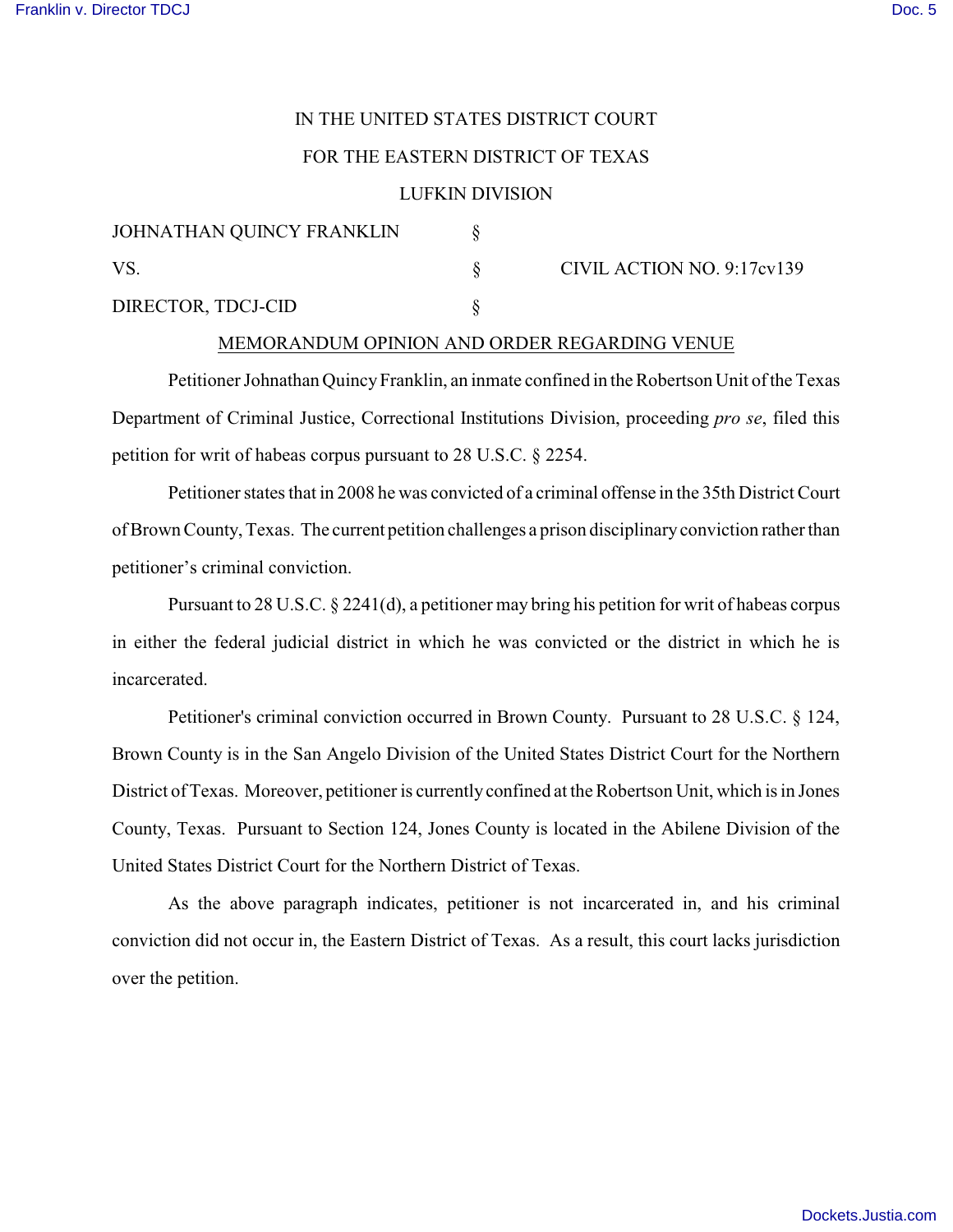IN THE UNITED STATES DISTRICT COURT

FOR THE EASTERN DISTRICT OF TEXAS

LUFKIN DIVISION

| | | |
|---|---|---|
| JOHNATHAN QUINCY FRANKLIN | § | |
| VS. | § | CIVIL ACTION NO. 9:17cv139 |
| DIRECTOR, TDCJ-CID | § | |

MEMORANDUM OPINION AND ORDER REGARDING VENUE

Petitioner Johnathan Quincy Franklin, an inmate confined in the Robertson Unit of the Texas Department of Criminal Justice, Correctional Institutions Division, proceeding *pro se*, filed this petition for writ of habeas corpus pursuant to 28 U.S.C. § 2254.

Petitioner states that in 2008 he was convicted of a criminal offense in the 35th District Court of Brown County, Texas. The current petition challenges a prison disciplinary conviction rather than petitioner's criminal conviction.

Pursuant to 28 U.S.C. § 2241(d), a petitioner may bring his petition for writ of habeas corpus in either the federal judicial district in which he was convicted or the district in which he is incarcerated.

Petitioner's criminal conviction occurred in Brown County. Pursuant to 28 U.S.C. § 124, Brown County is in the San Angelo Division of the United States District Court for the Northern District of Texas. Moreover, petitioner is currently confined at the Robertson Unit, which is in Jones County, Texas. Pursuant to Section 124, Jones County is located in the Abilene Division of the United States District Court for the Northern District of Texas.

As the above paragraph indicates, petitioner is not incarcerated in, and his criminal conviction did not occur in, the Eastern District of Texas. As a result, this court lacks jurisdiction over the petition.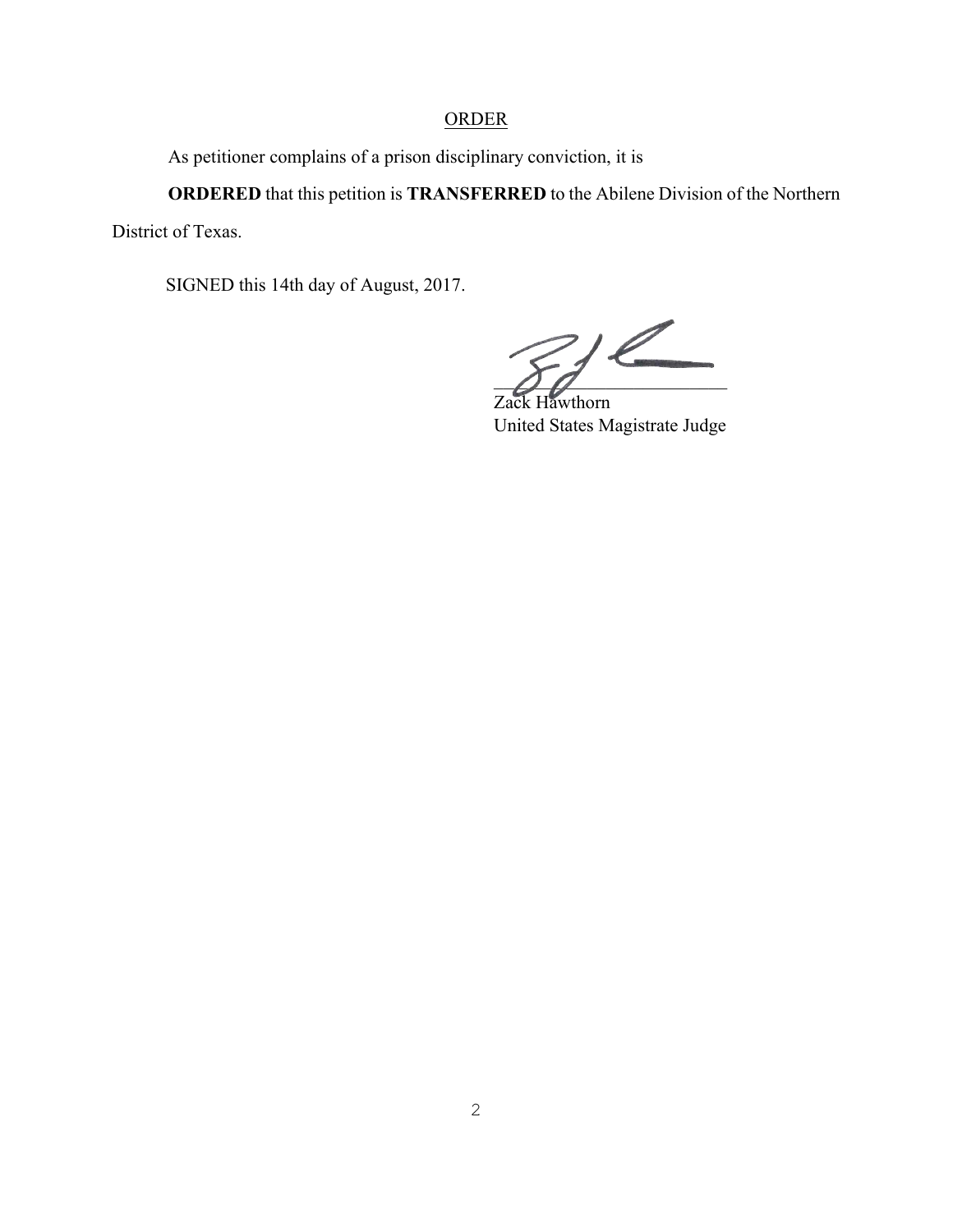## ORDER

As petitioner complains of a prison disciplinary conviction, it is

**ORDERED** that this petition is **TRANSFERRED** to the Abilene Division of the Northern District of Texas.

SIGNED this 14th day of August, 2017.

Zack Hawthorn
United States Magistrate Judge